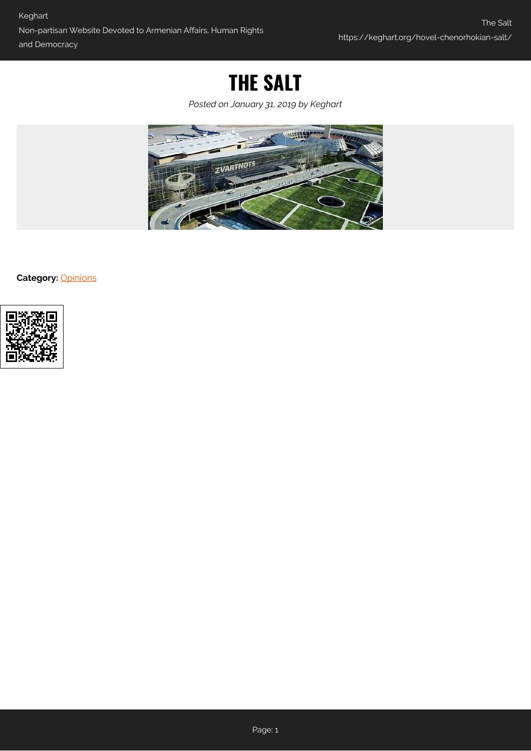# THE SALT

*Posted on January 31, 2019 by Keghart*

**Category:** Opinions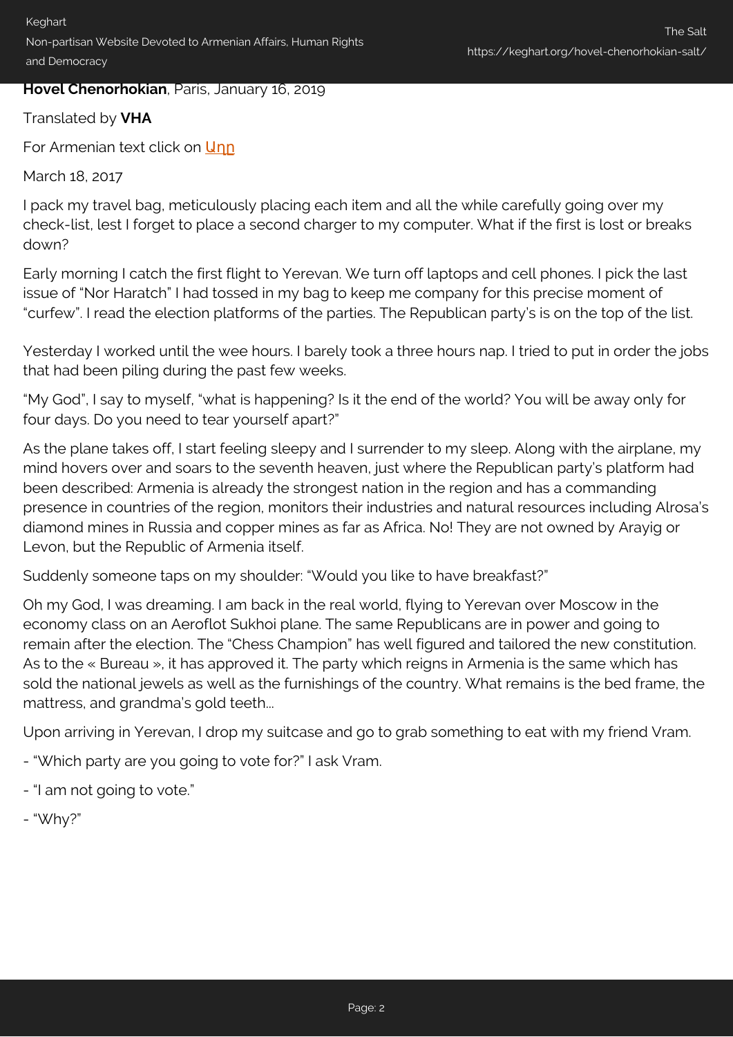**Hovel Chenorhokian**, Paris, January 16, 2019

Translated by **VHA**

For Armenian text click on Աղը

March 18, 2017

I pack my travel bag, meticulously placing each item and all the while carefully going over my check-list, lest I forget to place a second charger to my computer. What if the first is lost or breaks down?

Early morning I catch the first flight to Yerevan. We turn off laptops and cell phones. I pick the last issue of "Nor Haratch" I had tossed in my bag to keep me company for this precise moment of "curfew". I read the election platforms of the parties. The Republican party's is on the top of the list.

Yesterday I worked until the wee hours. I barely took a three hours nap. I tried to put in order the jobs that had been piling during the past few weeks.

"My God", I say to myself, "what is happening? Is it the end of the world? You will be away only for four days. Do you need to tear yourself apart?"

As the plane takes off, I start feeling sleepy and I surrender to my sleep. Along with the airplane, my mind hovers over and soars to the seventh heaven, just where the Republican party's platform had been described: Armenia is already the strongest nation in the region and has a commanding presence in countries of the region, monitors their industries and natural resources including Alrosa's diamond mines in Russia and copper mines as far as Africa. No! They are not owned by Arayig or Levon, but the Republic of Armenia itself.

Suddenly someone taps on my shoulder: "Would you like to have breakfast?"

Oh my God, I was dreaming. I am back in the real world, flying to Yerevan over Moscow in the economy class on an Aeroflot Sukhoi plane. The same Republicans are in power and going to remain after the election. The "Chess Champion" has well figured and tailored the new constitution. As to the « Bureau », it has approved it. The party which reigns in Armenia is the same which has sold the national jewels as well as the furnishings of the country. What remains is the bed frame, the mattress, and grandma's gold teeth...

Upon arriving in Yerevan, I drop my suitcase and go to grab something to eat with my friend Vram.

- "Which party are you going to vote for?" I ask Vram.

- "I am not going to vote."

- "Why?"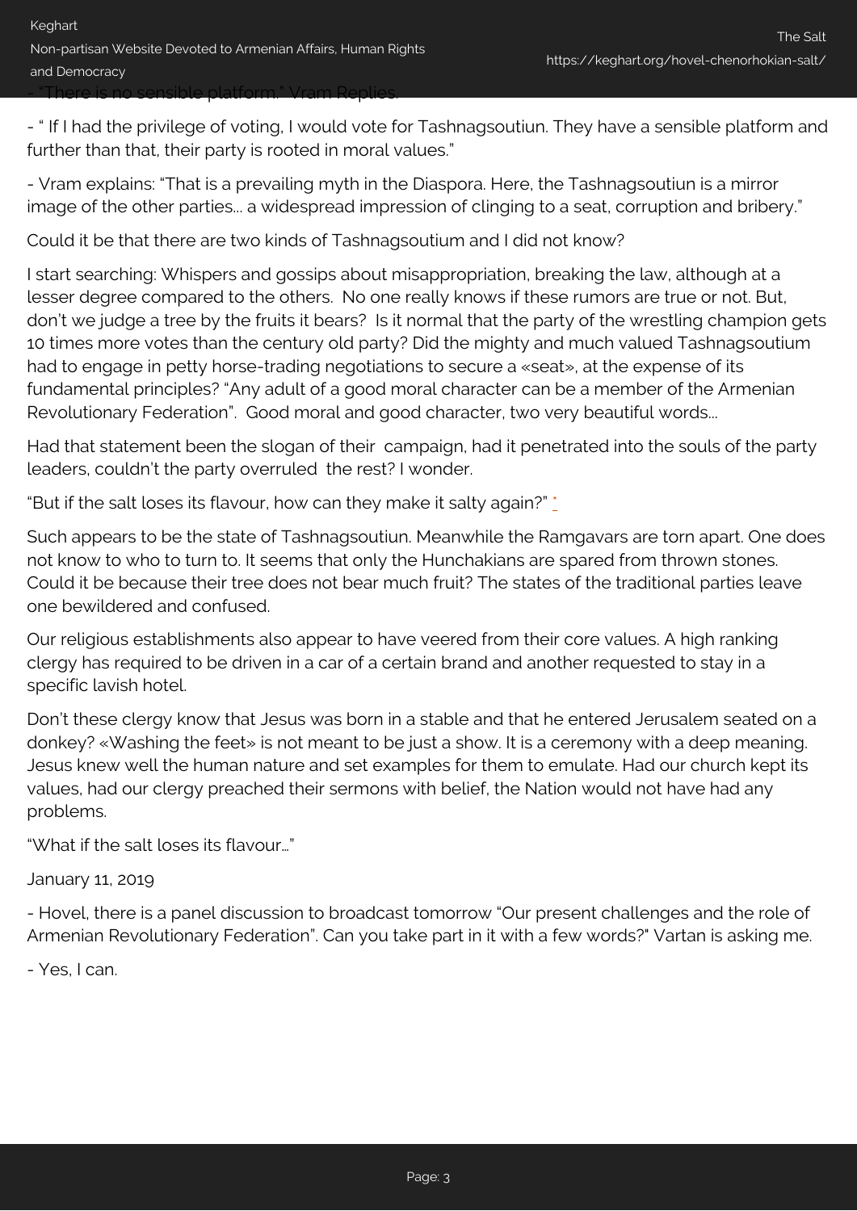- "There is no sensible platform." Vram Replies.

- " If I had the privilege of voting, I would vote for Tashnagsoutiun. They have a sensible platform and further than that, their party is rooted in moral values."

- Vram explains: "That is a prevailing myth in the Diaspora. Here, the Tashnagsoutiun is a mirror image of the other parties… a widespread impression of clinging to a seat, corruption and bribery."

Could it be that there are two kinds of Tashnagsoutium and I did not know?

I start searching: Whispers and gossips about misappropriation, breaking the law, although at a lesser degree compared to the others. No one really knows if these rumors are true or not. But, don't we judge a tree by the fruits it bears? Is it normal that the party of the wrestling champion gets 10 times more votes than the century old party? Did the mighty and much valued Tashnagsoutium had to engage in petty horse-trading negotiations to secure a «seat», at the expense of its fundamental principles? "Any adult of a good moral character can be a member of the Armenian Revolutionary Federation". Good moral and good character, two very beautiful words…

Had that statement been the slogan of their campaign, had it penetrated into the souls of the party leaders, couldn't the party overruled the rest? I wonder.

"But if the salt loses its flavour, how can they make it salty again?" *

Such appears to be the state of Tashnagsoutiun. Meanwhile the Ramgavars are torn apart. One does not know to who to turn to. It seems that only the Hunchakians are spared from thrown stones. Could it be because their tree does not bear much fruit? The states of the traditional parties leave one bewildered and confused.

Our religious establishments also appear to have veered from their core values. A high ranking clergy has required to be driven in a car of a certain brand and another requested to stay in a specific lavish hotel.

Don't these clergy know that Jesus was born in a stable and that he entered Jerusalem seated on a donkey? «Washing the feet» is not meant to be just a show. It is a ceremony with a deep meaning. Jesus knew well the human nature and set examples for them to emulate. Had our church kept its values, had our clergy preached their sermons with belief, the Nation would not have had any problems.

"What if the salt loses its flavour…"

January 11, 2019

- Hovel, there is a panel discussion to broadcast tomorrow "Our present challenges and the role of Armenian Revolutionary Federation". Can you take part in it with a few words?" Vartan is asking me.

- Yes, I can.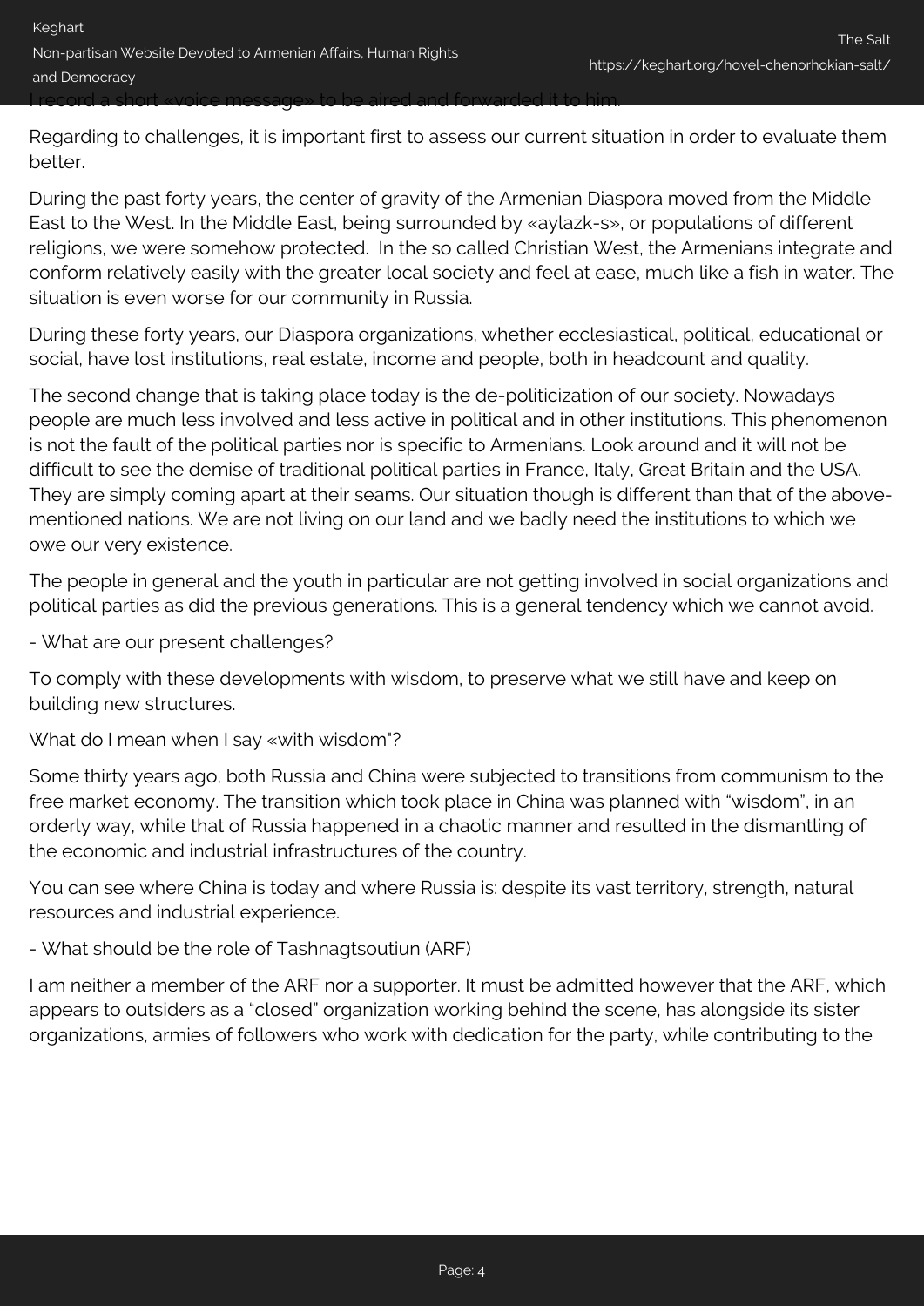I record a short «voice message» to be aired and forwarded it to him.

Regarding to challenges, it is important first to assess our current situation in order to evaluate them better.

During the past forty years, the center of gravity of the Armenian Diaspora moved from the Middle East to the West. In the Middle East, being surrounded by «aylazk-s», or populations of different religions, we were somehow protected. In the so called Christian West, the Armenians integrate and conform relatively easily with the greater local society and feel at ease, much like a fish in water. The situation is even worse for our community in Russia.

During these forty years, our Diaspora organizations, whether ecclesiastical, political, educational or social, have lost institutions, real estate, income and people, both in headcount and quality.

The second change that is taking place today is the de-politicization of our society. Nowadays people are much less involved and less active in political and in other institutions. This phenomenon is not the fault of the political parties nor is specific to Armenians. Look around and it will not be difficult to see the demise of traditional political parties in France, Italy, Great Britain and the USA. They are simply coming apart at their seams. Our situation though is different than that of the above-mentioned nations. We are not living on our land and we badly need the institutions to which we owe our very existence.

The people in general and the youth in particular are not getting involved in social organizations and political parties as did the previous generations. This is a general tendency which we cannot avoid.

- What are our present challenges?

To comply with these developments with wisdom, to preserve what we still have and keep on building new structures.

What do I mean when I say «with wisdom"?

Some thirty years ago, both Russia and China were subjected to transitions from communism to the free market economy. The transition which took place in China was planned with "wisdom", in an orderly way, while that of Russia happened in a chaotic manner and resulted in the dismantling of the economic and industrial infrastructures of the country.

You can see where China is today and where Russia is: despite its vast territory, strength, natural resources and industrial experience.

- What should be the role of Tashnagtsoutiun (ARF)

I am neither a member of the ARF nor a supporter. It must be admitted however that the ARF, which appears to outsiders as a "closed" organization working behind the scene, has alongside its sister organizations, armies of followers who work with dedication for the party, while contributing to the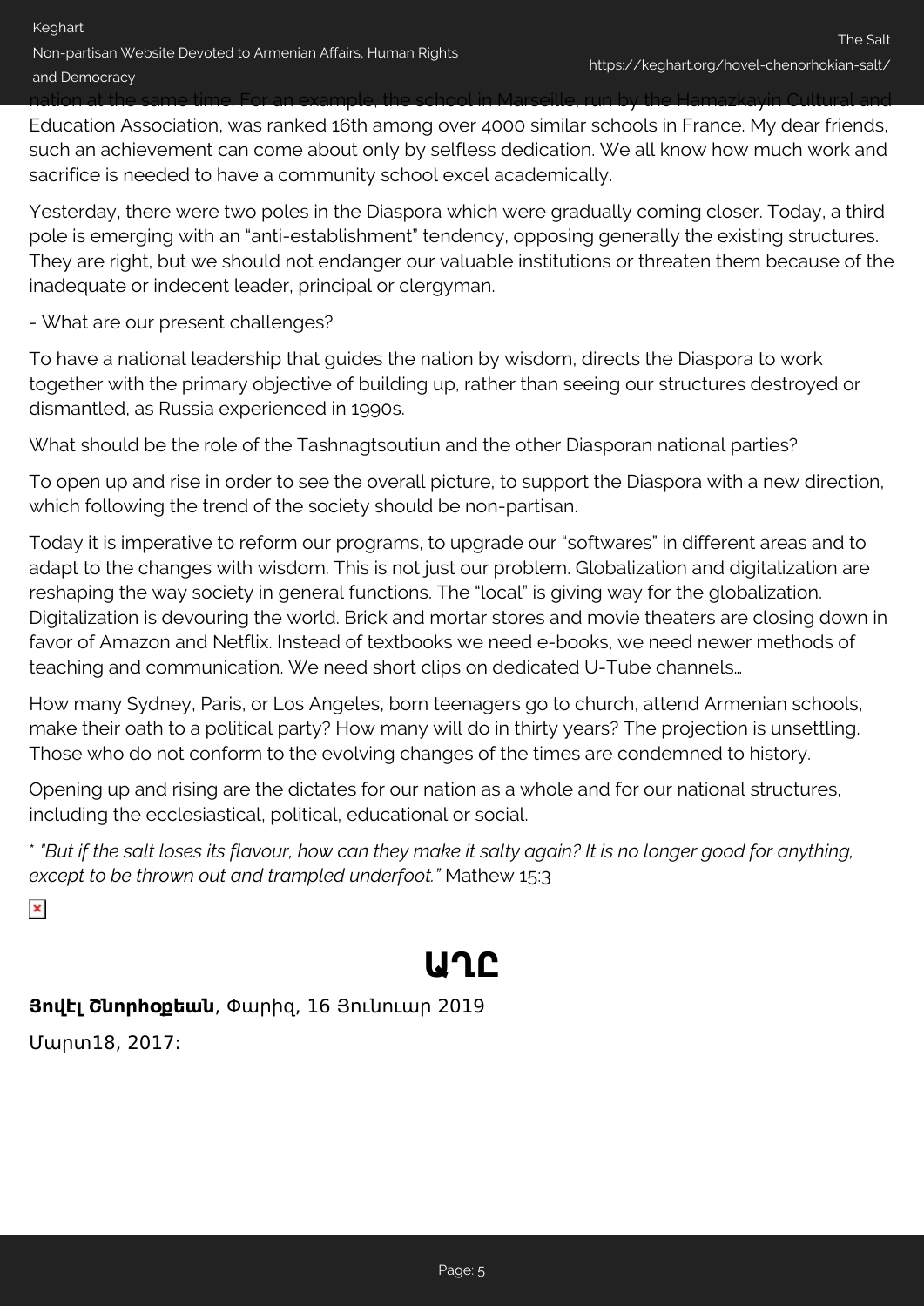nation at the same time. For an example, the school in Marseille, run by the Hamazkayin Cultural and Education Association, was ranked 16th among over 4000 similar schools in France. My dear friends, such an achievement can come about only by selfless dedication. We all know how much work and sacrifice is needed to have a community school excel academically.

Yesterday, there were two poles in the Diaspora which were gradually coming closer. Today, a third pole is emerging with an "anti-establishment" tendency, opposing generally the existing structures. They are right, but we should not endanger our valuable institutions or threaten them because of the inadequate or indecent leader, principal or clergyman.

- What are our present challenges?

To have a national leadership that guides the nation by wisdom, directs the Diaspora to work together with the primary objective of building up, rather than seeing our structures destroyed or dismantled, as Russia experienced in 1990s.

What should be the role of the Tashnagtsoutiun and the other Diasporan national parties?

To open up and rise in order to see the overall picture, to support the Diaspora with a new direction, which following the trend of the society should be non-partisan.

Today it is imperative to reform our programs, to upgrade our "softwares" in different areas and to adapt to the changes with wisdom. This is not just our problem. Globalization and digitalization are reshaping the way society in general functions. The "local" is giving way for the globalization. Digitalization is devouring the world. Brick and mortar stores and movie theaters are closing down in favor of Amazon and Netflix. Instead of textbooks we need e-books, we need newer methods of teaching and communication. We need short clips on dedicated U-Tube channels…

How many Sydney, Paris, or Los Angeles, born teenagers go to church, attend Armenian schools, make their oath to a political party? How many will do in thirty years? The projection is unsettling. Those who do not conform to the evolving changes of the times are condemned to history.

Opening up and rising are the dictates for our nation as a whole and for our national structures, including the ecclesiastical, political, educational or social.

* *"But if the salt loses its flavour, how can they make it salty again? It is no longer good for anything, except to be thrown out and trampled underfoot."* Mathew 15:3

# ԱՂԸ

**Յովէլ Շնորհօքեան**, Փարիզ, 16 Յունուար 2019

Մարտ18, 2017: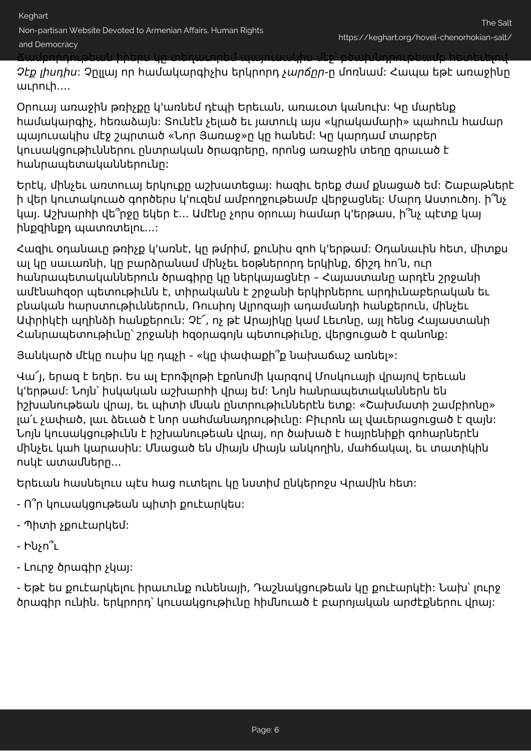Ճամբորդութեան իրերս կը տեղաւորեմ պայուսակիս մէջ՝ բծախնդրութեամբ հետեւելով *Չէք լիսդիս*: Չըլլայ որ համակարգիչիս երկրորդ *չարճըր*-ը մոռնամ: Հապա եթէ առաջինը աւրուի….

Օրուայ առաջին թռիչքը կ'առնեմ դէպի Երեւան, առաւօտ կանուխ: Կը մարենք համակարգիչ, հեռաձայն: Տունէն չելած եւ յատուկ այս «կրակամարի» պահուն համար պայուսակիս մէջ շպրտած «Նոր Յառաջ»ը կը հանեմ: Կը կարդամ տարբեր կուսակցութիւններու ընտրական ծրագրերը, որոնց առաջին տեղը գրաւած է հանրապետականներունը:

Երէկ, մինչեւ առտուայ երկուքը աշխատեցայ: հազիւ երեք ժամ քնացած եմ: Շաբաթներէ ի վեր կուտակուած գործերս կ'ուզեմ ամբողջութեամբ վերջացնել: Մարդ Աստուծոյ. ի՞նչ կայ. Աշխարհի վե՞րջը եկեր է… Ամէնը չորս օրուայ համար կ'երթաս, ի՞նչ պէտք կայ ինքզինքդ պատռտելու…:

Հազիւ օդանաւը թռիչք կ'առնէ, կը թմրիմ, քունիս զոհ կ'երթամ: Օդանաւին հետ, միտքս ալ կը սաւառնի, կը բարձրանամ մինչեւ եօթներորդ երկինք, ճիշդ հո՛ն, ուր հանրապետականներուն ծրագիրը կը ներկայացնէր – Հայաստանը արդէն շրջանի ամենահզօր պետութիւնն է, տիրականն է շրջանի երկիրներու արդիւնաբերական եւ բնական հարստութիւններուն, Ռուսիոյ Ալրոզայի ադամանդի հանքերուն, մինչեւ Ափրիկէի պղինձի հանքերուն: Չէ՛, ոչ թէ Արայիկը կամ Լեւոնը, այլ հենց Հայաստանի Հանրապետութիւնը՝ շրջանի հզօրագոյն պետութիւնը, վերցուցած է զանոնք:

Յանկարծ մէկը ուսիս կը դպչի - «կը փափաքի՞ք նախաճաշ առնել»:

Վա՜յ, երազ է եղեր. Ես ալ Էրոֆլոթի էքոնոմի կարգով Մոսկուայի վրայով Երեւան կ'երթամ: Նոյն՝ իսկական աշխարհի վրայ եմ: Նոյն հանրապետականներն են իշխանութեան վրայ, եւ պիտի մնան ընտրութիւններէն ետք: «Շախմատի շամբիոնը» լա՜լ չափած, լաւ ձեւած է նոր սահմանադրութիւնը: Բիւրոն ալ վաւերացուցած է զայն: Նոյն կուսակցութիւնն է իշխանութեան վրայ, որ ծախած է հայրենիքի գոհարներէն մինչեւ կաh կարասին: Մնացած են միայն միայն անկողին, մահճակալ, եւ տատիկին ոսկէ ատամները…

Երեւան հասնելուս պէս հաց ուտելու կը նստիմ ընկերոջս Վրամին հետ:

- Ո՞ր կուսակցութեան պիտի քուէարկես:

- Պիտի չքուէարկեմ:

- Ինչո՞ւ

- Լուրջ ծրագիր չկայ:

- Եթէ ես քուէարկելու իրաւունք ունենայի, Դաշնակցութեան կը քուէարկէի: Նախ՝ լուրջ ծրագիր ունին. երկրորդ՝ կուսակցութիւնը հիմնուած է բարոյական արժէքներու վրայ: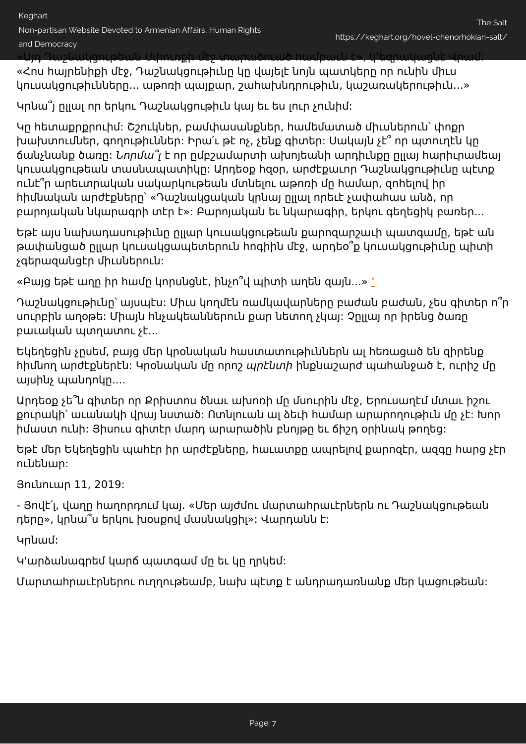«Այդ Դաշնակցութեան Սփիւռքի մէջ տարածուած համբաւն է», կ'եզրակացնէ Վրամ։ «Հոս հայրենիքի մէջ, Դաշնակցութիւնը կը վայելէ նոյն պատկերը որ ունին միւս կուսակցութիւնները... աթոռի պայքար, շահախնդրութիւն, կաշառակերութիւն...»

Կրնա՞յ ըլլալ որ երկու Դաշնակցութիւն կայ եւ ես լուր չունիմ։

Կը հետաքրքրուիմ։ Շշուկներ, բամփասանքներ, համեմատած միւսներուն՝ փոքր խախտումներ, գողութիւններ։ Իրա՛ւ թէ ոչ, չենք գիտեր։ Սակայն չէ՞ որ պտուղէն կը ճանչնանք ծառը։ *Նորմա՞լ* է որ ըմբշամարտի ախոյեանի արդիւնքը ըլլայ հարիւրամեայ կուսակցութեան տասնապատիկը։ Արդեօք հզօր, արժէքաւոր Դաշնակցութիւնը պէտք ունէ՞ր արեւտրական սակարկութեան մտնելու աթոռի մը համար, զոհելով իր հիմնական արժէքները՝ «Դաշնակցական կրնայ ըլլալ որեւէ չափահաս անձ, որ բարոյական նկարագրի տէր է»։ Բարոյական եւ նկարագիր, երկու գեղեցիկ բառեր...

Եթէ այս նախադասութիւնը ըլլար կուսակցութեան քարոզարշաւի պատգամը, եթէ ան թափանցած ըլլար կուսակցապետերուն հոգիին մէջ, արդեօ՞ք կուսակցութիւնը պիտի չգերազանցէր միւսներուն։

«Բայց եթէ աղը իր համը կորսնցնէ, ինչո՞վ պիտի աղեն զայն...» *

Դաշնակցութիւնը՝ այսպէս։ Միւս կողմէն ռամկավարները բաժան բաժան, չես գիտեր ո՞ր սուրբին աղօթե։ Միայն ինչակեաններուն քար նետող չկայ։ Չըլլայ որ իրենց ծառը բաւական պտղատու չէ...

Եկեղեցին չըսեմ, բայց մեր կրօնական հաստատութիւններն ալ հեռացած են զիրենք հիմնող արժէքներէն։ Կրօնական մը որոշ *պրէնտի* ինքնաշարժ պահանջած է, ուրիշ մը այսինչ պանդոկը....

Արդեօք չե՞ն գիտեր որ Քրիստոս ծնաւ ախոռի մը մսուրին մէջ, Երուսաղէմ մտաւ իշու քուրակի՝ աւանակի վրայ նստած։ Ոտնլուան ալ ձեւի համար արարողութիւն մը չէ։ Խոր իմաստ ունի։ Յիսուս գիտէր մարդ արարածին բնոյթը եւ ճիշդ օրինակ թողեց։

Եթէ մեր Եկեղեցին պահէր իր արժէքները, հաւատքը ապրելով քարոզէր, ազգը հարց չէր ունենար։

Յունուար 11, 2019։

- Յովէ՛լ, վաղը հաղորդում կայ. «Մեր այժմու մարտահրաւէրներն ու Դաշնակցութեան դերը», կրնա՞ս երկու խօսքով մասնակցիլ»։ Վարդանն է։

Կրնամ։

Կ'արձանագրեմ կարճ պատգամ մը եւ կը ղրկեմ։

Մարտահրաւէրներու ուղղութեամբ, նախ պէտք է անդրադառնանք մեր կացութեան։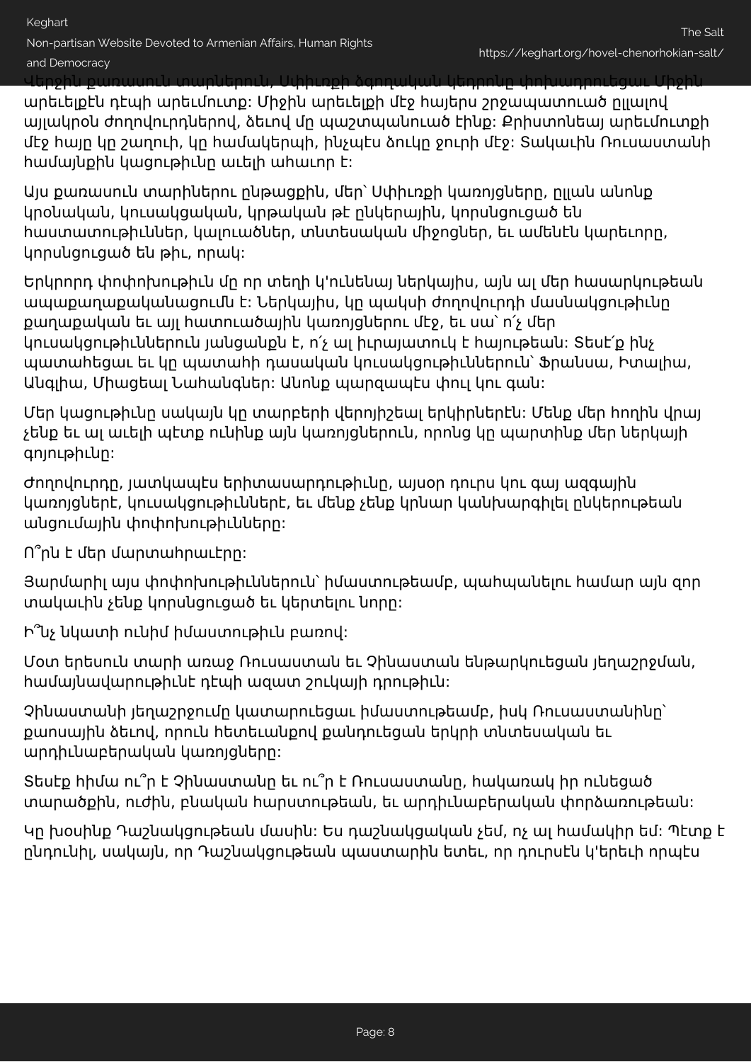Վերջին քառասուն տարիներուն, Սփիւռքի ծգողական կեդրոնը փոխադրուեցաւ Միջին արեւելքէն դէպի արեւմուտք: Միջին արեւելքի մէջ հայերս շրջապատուած ըլլալով այլակրօն ժողովուրդներով, ձեւով մը պաշտպանուած էինք: Քրիստոնեայ արեւմուտքի մէջ հայը կը շաղուի, կը համակերպի, ինչպէս ծուկը ջուրի մէջ: Տակաւին Ռուսաստանի համայնքին կացութիւնը աւելի ահաւոր է:

Այս քառասուն տարիներու ընթացքին, մեր՝ Սփիւռքի կառոյցները, ըլլան անոնք կրօնական, կուսակցական, կրթական թէ ընկերային, կորսնցուցած են հաստատութիւններ, կալուածներ, տնտեսական միջոցներ, եւ ամենէն կարեւորը, կորսնցուցած են թիւ, որակ:

Երկրորդ փոփոխութիւն մը որ տեղի կ'ունենայ ներկայիս, այն ալ մեր հասարկութեան ապաքաղաքականացումն է: Ներկայիս, կը պակսի ժողովուրդի մասնակցութիւնը քաղաքական եւ այլ հատուածային կառոյցներու մէջ, եւ սա՝ ո՛չ մեր կուսակցութիւններուն յանցանքն է, ո՛չ ալ իւրայատուկ է հայութեան: Տեսէ՛ք ինչ պատահեցաւ եւ կը պատահի դասական կուսակցութիւններուն՝ Ֆրանսա, Իտալիա, Անգլիա, Միացեալ Նահանգներ: Անոնք պարզապէս փուլ կու գան:

Մեր կացութիւնը սակայն կը տարբերի վերոյիշեալ երկիրներէն: Մենք մեր հողին վրայ չենք եւ ալ աւելի պէտք ունինք այն կառոյցներուն, որոնց կը պարտինք մեր ներկայի գոյութիւնը:

Ժողովուրդը, յատկապէս երիտասարդութիւնը, այսօր դուրս կու գայ ազգային կառոյցներէ, կուսակցութիւններէ, եւ մենք չենք կրնար կանխարգիլել ընկերութեան անցումային փոփոխութիւնները:

Ո՞րն է մեր մարտահրաւէրը:

Յարմարիլ այս փոփոխութիւններուն՝ իմաստութեամբ, պահպանելու համար այն զոր տակաւին չենք կորսնցուցած եւ կերտելու նորը:

Ի՞նչ նկատի ունիմ իմաստութիւն բառով:

Մօտ երեսուն տարի առաջ Ռուսաստան եւ Չինաստան ենթարկուեցան յեղաշրջման, համայնավարութենէ դէպի ազատ շուկայի դրութիւն:

Չինաստանի յեղաշրջումը կատարուեցաւ իմաստութեամբ, իսկ Ռուսաստանինը՝ քաոսային ձեւով, որուն հետեւանքով քանդուեցան երկրի տնտեսական եւ արդիւնաբերական կառոյցները:

Տեսէք հիմա ու՞ր է Չինաստանը եւ ու՞ր է Ռուսաստանը, հակառակ իր ունեցած տարածքին, ուժին, բնական հարստութեան, եւ արդիւնաբերական փորձառութեան:

Կը խօսինք Դաշնակցութեան մասին: Ես դաշնակցական չեմ, ոչ ալ համակիր եմ: Պէտք է ընդունիլ, սակայն, որ Դաշնակցութեան պաստարին ետեւ, որ դուրսէն կ'երեւի որպէս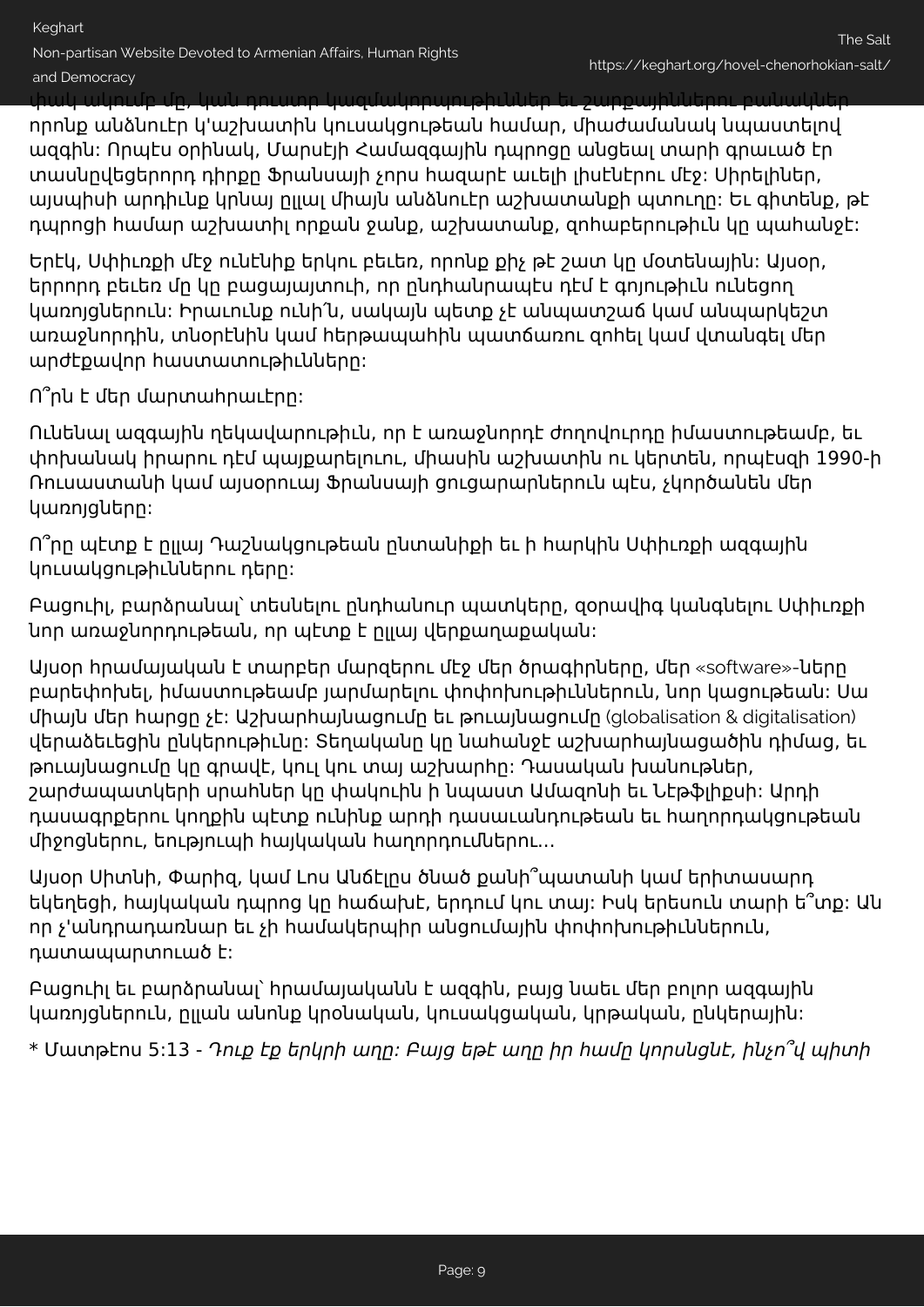փակ ակումբ մը, կան դուստր կազմակերպութիւններ եւ շարքայիններու բանակներ որոնք անձնուէր կ'աշխատին կուսակցութեան համար, միաժամանակ նպաստելով ազգին: Որպէս օրինակ, Մարսէյի Համազգային դպրոցը անցեալ տարի գրաւած էր տասնըվեցերորդ դիրքը Ֆրանսայի չորս հազարէ աւելի լիսէներու մէջ: Սիրելիներ, այսպիսի արդիւնք կրնայ ըլլալ միայն անձնուէր աշխատանքի պտուղը: Եւ գիտենք, թէ դպրոցի համար աշխատիլ որքան ջանք, աշխատանք, զոհաբերութիւն կը պահանջէ:

Երէկ, Սփիւռքի մէջ ունէինք երկու բեւեռ, որոնք քիչ թէ շատ կը մօտենային: Այսօր, երրորդ բեւեռ մը կը բացայայտուի, որ ընդհանրապէս դէմ է գոյութիւն ունեցող կառոյցներուն: Իրաւունք ունի՜, սակայն պէտք չէ անպատշաճ կամ անպարկեշտ առաջնորդին, տնօրէնին կամ հերթապահին պատճառու զոհել կամ վտանգել մեր արժէքավոր հաստատութիւնները:

Ո՞րն է մեր մարտահրաւէրը:

Ունենալ ազգային ղեկավարութիւն, որ է առաջնորդէ ժողովուրդը իմաստութեամբ, եւ փոխանակ իրարու դէմ պայքարելուու, միասին աշխատին ու կերտեն, որպեսզի 1990-ի Ռուսաստանի կամ այսօրուայ Ֆրանսայի ցուցարարներուն պէս, չկործանեն մեր կառոյցները:

Ո՞րը պէտք է ըլլայ Դաշնակցութեան ընտանիքի եւ ի հարկին Սփիւռքի ազգային կուսակցութիւններու դերը:

Բացուիլ, բարձրանալ՝ տեսնելու ընդհանուր պատկերը, զօրավիգ կանգնելու Սփիւռքի նոր առաջնորդութեան, որ պէտք է ըլլայ վերքաղաքական:

Այսօր հրամայական է տարբեր մարզերու մէջ մեր ծրագիրները, մեր «software»-ները բարեփոխել, իմաստութեամբ յարմարելու փոփոխութիւններուն, նոր կացութեան: Սա միայն մեր հարցը չէ: Աշխարհայնացումը եւ թուայնացումը (globalisation & digitalisation) վերածեւեցին ընկերութիւնը: Տեղականը կը նահանջէ աշխարհայնացածին դիմաց, եւ թուայնացումը կը գրավէ, կուլ կու տայ աշխարհը: Դասական խանութներ, շարժապատկերի սրահներ կը փակուին ի նպաստ Ամազոնի եւ Նեթֆլիքսի: Արդի դասագրքերու կողքին պէտք ունինք արդի դասաւանդութեան եւ հաղորդակցութեան միջոցներու, եութիւպի հայկական հաղորդումներու...

Այսօր Սիտնի, Փարիզ, կամ Լոս Անճէլըս ծնած քանի՞պատանի կամ երիտասարդ եկեղեցի, հայկական դպրոց կը հաճախէ, երդում կու տայ: Իսկ երեսուն տարի ե՞տք: Ան որ չ'անդրադառնար եւ չի համակերպիր անցումային փոփոխութիւններուն, դատապարտուած է:

Բացուիլ եւ բարձրանալ՝ հրամայականն է ազգին, բայց նաեւ մեր բոլոր ազգային կառոյցներուն, ըլլան անոնք կրօնական, կուսակցական, կրթական, ընկերային:

* Մատթէոս 5:13 - *Դուք էք երկրի աղը: Բայց եթէ աղը իր համը կորսնցնէ, ինչո՞վ պիտի*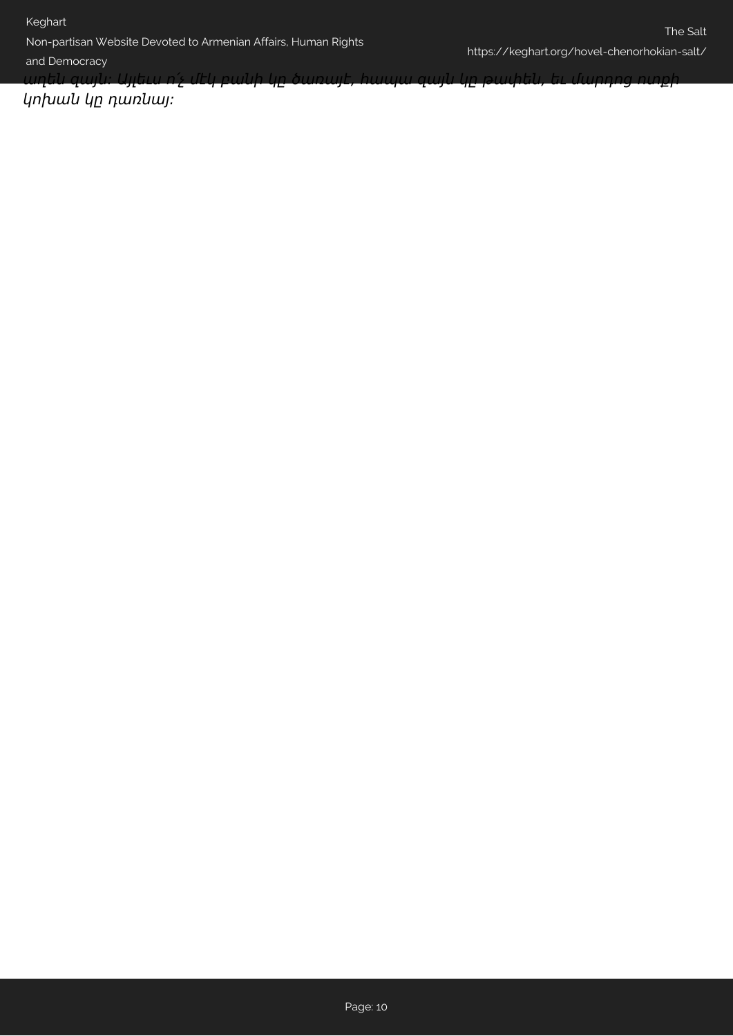*աղեն զայն։ Այլեւս ո՛չ մէկ բանի կը ծառայէ, հապա զայն կը թափեն, եւ մարդոց ոտքի կոխան կը դառնայ։*